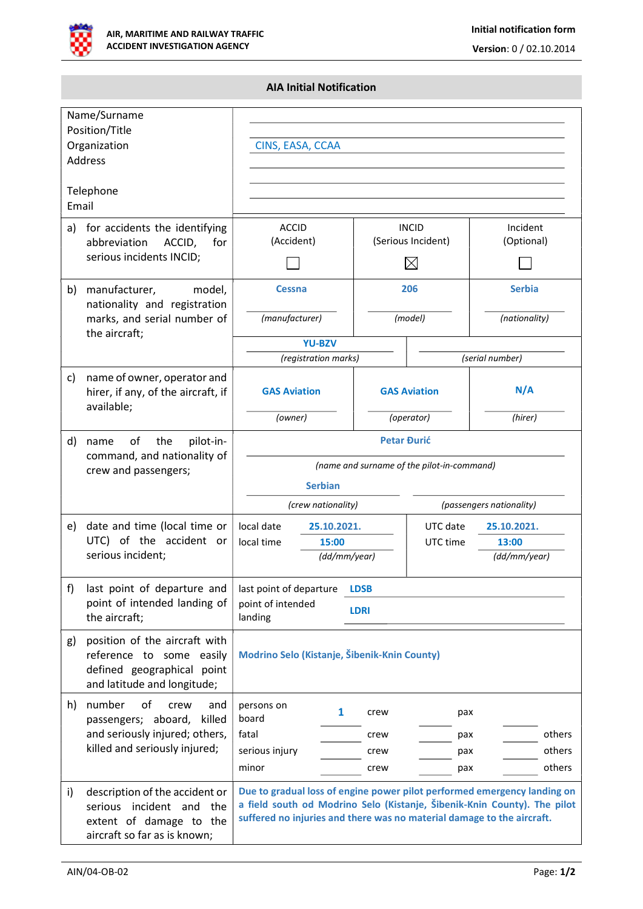AIR, MARITIME AND RAILWAY TRAFFIC ACCIDENT INVESTIGATION AGENCY

**Initial notification form**

**Version**: 0 / 02.10.2014

## AIA Initial Notification

| | |
|---|---|
| Name/Surname | |
| Position/Title | |
| Organization | CINS, EASA, CCAA |
| Address | |
| Telephone | |
| Email | |

| | | | |
|---|---|---|---|
| a) for accidents the identifying abbreviation ACCID, for serious incidents INCID; | ACCID (Accident) ☐ | INCID (Serious Incident) ☒ | Incident (Optional) ☐ |
| b) manufacturer, model, nationality and registration marks, and serial number of the aircraft; | **Cessna** *(manufacturer)* | **206** *(model)* | **Serbia** *(nationality)* |
| | **YU-BZV** *(registration marks)* | *(serial number)* | |
| c) name of owner, operator and hirer, if any, of the aircraft, if available; | **GAS Aviation** *(owner)* | **GAS Aviation** *(operator)* | **N/A** *(hirer)* |
| d) name of the pilot-in-command, and nationality of crew and passengers; | **Petar Đurić** *(name and surname of the pilot-in-command)* | | |
| | **Serbian** *(crew nationality)* | *(passengers nationality)* | |
| e) date and time (local time or UTC) of the accident or serious incident; | local date **25.10.2021.** local time **15:00** *(dd/mm/year)* | UTC date **25.10.2021.** UTC time **13:00** *(dd/mm/year)* | |
| f) last point of departure and point of intended landing of the aircraft; | last point of departure **LDSB** | point of intended landing **LDRI** | |
| g) position of the aircraft with reference to some easily defined geographical point and latitude and longitude; | **Modrino Selo (Kistanje, Šibenik-Knin County)** | | |

| h) number of crew and passengers; aboard, killed and seriously injured; others, killed and seriously injured; | crew | pax | others |
|---|---|---|---|
| persons on board | **1** | | |
| fatal | | | |
| serious injury | | | |
| minor | | | |

| | |
|---|---|
| i) description of the accident or serious incident and the extent of damage to the aircraft so far as is known; | **Due to gradual loss of engine power pilot performed emergency landing on a field south od Modrino Selo (Kistanje, Šibenik-Knin County). The pilot suffered no injuries and there was no material damage to the aircraft.** |

AIN/04-OB-02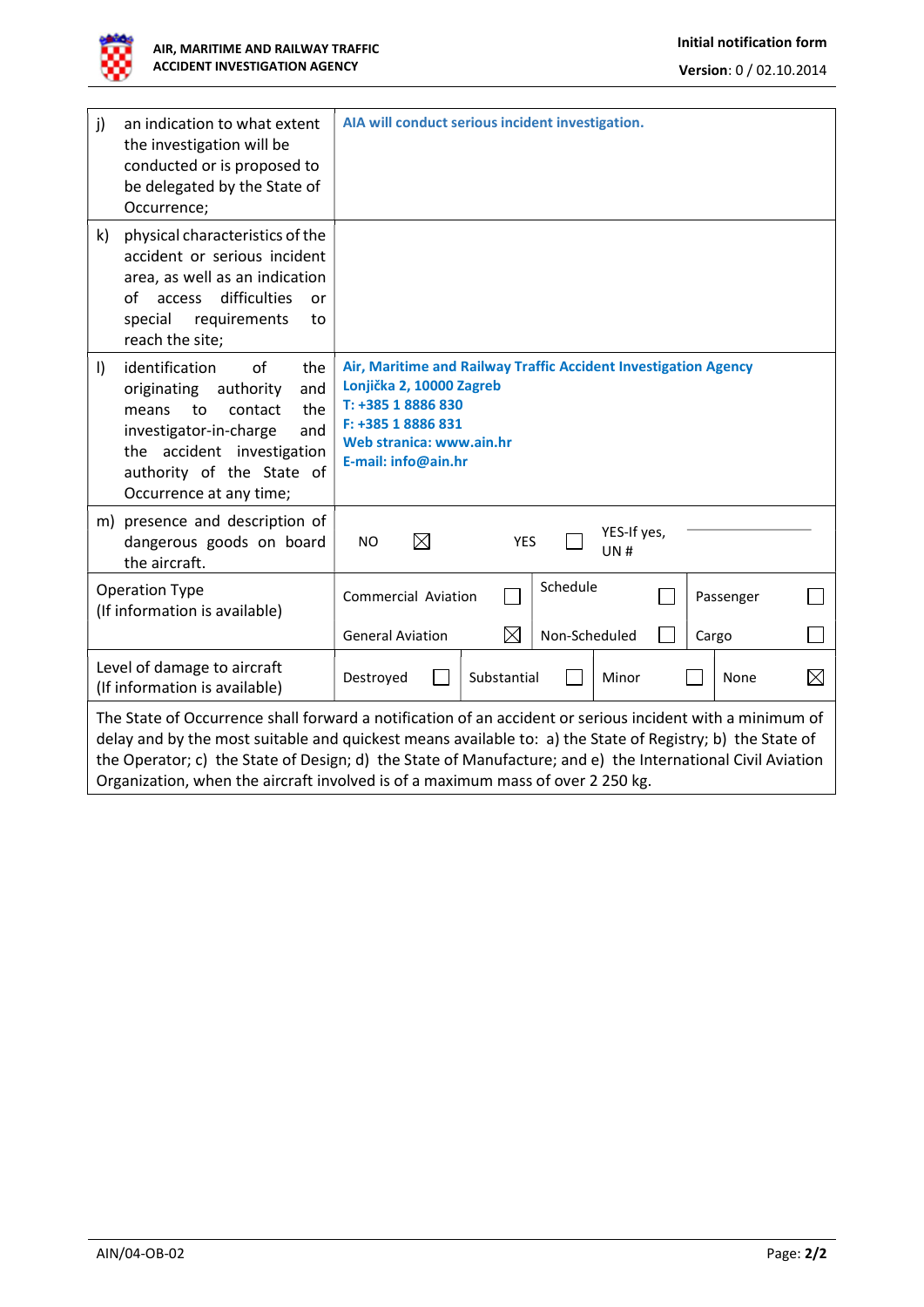| | |
|---|---|
| j) an indication to what extent the investigation will be conducted or is proposed to be delegated by the State of Occurrence; | **AIA will conduct serious incident investigation.** |
| k) physical characteristics of the accident or serious incident area, as well as an indication of access difficulties or special requirements to reach the site; | |
| l) identification of the originating authority and means to contact the investigator-in-charge and the accident investigation authority of the State of Occurrence at any time; | **Air, Maritime and Railway Traffic Accident Investigation Agency**<br>**Lonjička 2, 10000 Zagreb**<br>**T: +385 1 8886 830**<br>**F: +385 1 8886 831**<br>**Web stranica: www.ain.hr**<br>**E-mail: info@ain.hr** |
| m) presence and description of dangerous goods on board the aircraft. | NO ☒ YES ☐ YES-If yes, UN # ______ |

| | | | | |
|---|---|---|---|---|
| Operation Type (If information is available) | Commercial Aviation ☐ | Schedule ☐ | Passenger ☐ | |
| | General Aviation ☒ | Non-Scheduled ☐ | Cargo ☐ | |
| Level of damage to aircraft (If information is available) | Destroyed ☐ | Substantial ☐ | Minor ☐ | None ☒ |

The State of Occurrence shall forward a notification of an accident or serious incident with a minimum of delay and by the most suitable and quickest means available to: a) the State of Registry; b) the State of the Operator; c) the State of Design; d) the State of Manufacture; and e) the International Civil Aviation Organization, when the aircraft involved is of a maximum mass of over 2 250 kg.